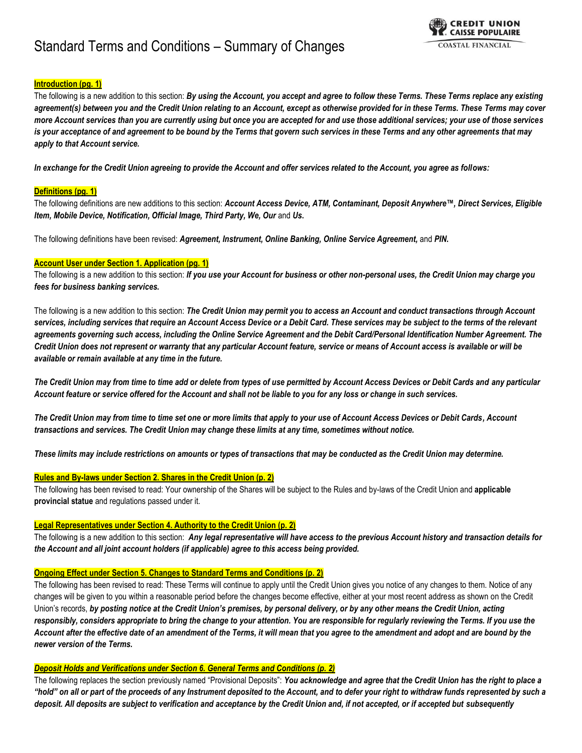# Standard Terms and Conditions – Summary of Changes

CREDIT UNION
CAISSE POPULAIRE
COASTAL FINANCIAL

**Introduction (pg. 1)**

The following is a new addition to this section: ***By using the Account, you accept and agree to follow these Terms. These Terms replace any existing agreement(s) between you and the Credit Union relating to an Account, except as otherwise provided for in these Terms. These Terms may cover more Account services than you are currently using but once you are accepted for and use those additional services; your use of those services is your acceptance of and agreement to be bound by the Terms that govern such services in these Terms and any other agreements that may apply to that Account service.***

***In exchange for the Credit Union agreeing to provide the Account and offer services related to the Account, you agree as follows:***

**Definitions (pg. 1)**

The following definitions are new additions to this section: ***Account Access Device, ATM, Contaminant, Deposit Anywhere™, Direct Services, Eligible Item, Mobile Device, Notification, Official Image, Third Party, We, Our*** and ***Us.***

The following definitions have been revised: ***Agreement, Instrument, Online Banking, Online Service Agreement,*** and ***PIN.***

**Account User under Section 1. Application (pg. 1)**

The following is a new addition to this section: ***If you use your Account for business or other non-personal uses, the Credit Union may charge you fees for business banking services.***

The following is a new addition to this section: ***The Credit Union may permit you to access an Account and conduct transactions through Account services, including services that require an Account Access Device or a Debit Card. These services may be subject to the terms of the relevant agreements governing such access, including the Online Service Agreement and the Debit Card/Personal Identification Number Agreement. The Credit Union does not represent or warranty that any particular Account feature, service or means of Account access is available or will be available or remain available at any time in the future.***

***The Credit Union may from time to time add or delete from types of use permitted by Account Access Devices or Debit Cards and any particular Account feature or service offered for the Account and shall not be liable to you for any loss or change in such services.***

***The Credit Union may from time to time set one or more limits that apply to your use of Account Access Devices or Debit Cards, Account transactions and services. The Credit Union may change these limits at any time, sometimes without notice.***

***These limits may include restrictions on amounts or types of transactions that may be conducted as the Credit Union may determine.***

**Rules and By-laws under Section 2. Shares in the Credit Union (p. 2)**

The following has been revised to read: Your ownership of the Shares will be subject to the Rules and by-laws of the Credit Union and **applicable provincial statue** and regulations passed under it.

**Legal Representatives under Section 4. Authority to the Credit Union (p. 2)**

The following is a new addition to this section: ***Any legal representative will have access to the previous Account history and transaction details for the Account and all joint account holders (if applicable) agree to this access being provided.***

**Ongoing Effect under Section 5. Changes to Standard Terms and Conditions (p. 2)**

The following has been revised to read: These Terms will continue to apply until the Credit Union gives you notice of any changes to them. Notice of any changes will be given to you within a reasonable period before the changes become effective, either at your most recent address as shown on the Credit Union's records, ***by posting notice at the Credit Union's premises, by personal delivery, or by any other means the Credit Union, acting responsibly, considers appropriate to bring the change to your attention. You are responsible for regularly reviewing the Terms. If you use the Account after the effective date of an amendment of the Terms, it will mean that you agree to the amendment and adopt and are bound by the newer version of the Terms.***

***Deposit Holds and Verifications under Section 6. General Terms and Conditions (p. 2)***

The following replaces the section previously named "Provisional Deposits": ***You acknowledge and agree that the Credit Union has the right to place a "hold" on all or part of the proceeds of any Instrument deposited to the Account, and to defer your right to withdraw funds represented by such a deposit. All deposits are subject to verification and acceptance by the Credit Union and, if not accepted, or if accepted but subsequently***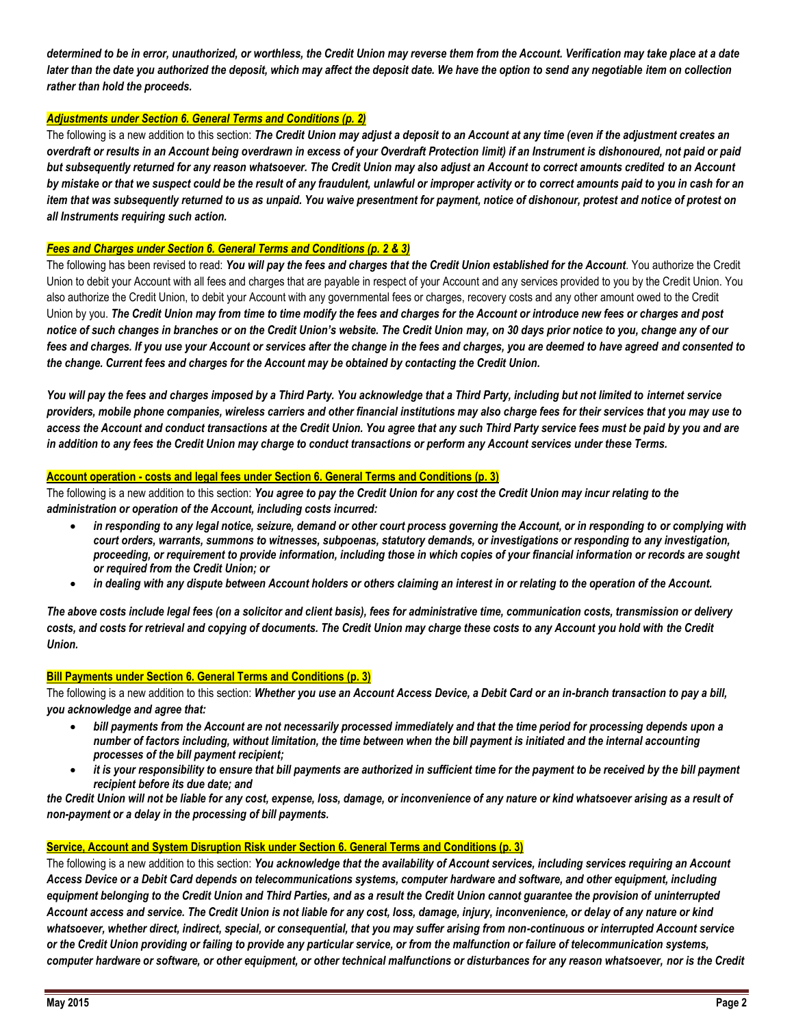***determined to be in error, unauthorized, or worthless, the Credit Union may reverse them from the Account. Verification may take place at a date later than the date you authorized the deposit, which may affect the deposit date. We have the option to send any negotiable item on collection rather than hold the proceeds.***

#### ***Adjustments under Section 6. General Terms and Conditions (p. 2)***

The following is a new addition to this section: ***The Credit Union may adjust a deposit to an Account at any time (even if the adjustment creates an overdraft or results in an Account being overdrawn in excess of your Overdraft Protection limit) if an Instrument is dishonoured, not paid or paid but subsequently returned for any reason whatsoever. The Credit Union may also adjust an Account to correct amounts credited to an Account by mistake or that we suspect could be the result of any fraudulent, unlawful or improper activity or to correct amounts paid to you in cash for an item that was subsequently returned to us as unpaid. You waive presentment for payment, notice of dishonour, protest and notice of protest on all Instruments requiring such action.***

#### ***Fees and Charges under Section 6. General Terms and Conditions (p. 2 & 3)***

The following has been revised to read: ***You will pay the fees and charges that the Credit Union established for the Account**.* You authorize the Credit Union to debit your Account with all fees and charges that are payable in respect of your Account and any services provided to you by the Credit Union. You also authorize the Credit Union, to debit your Account with any governmental fees or charges, recovery costs and any other amount owed to the Credit Union by you. ***The Credit Union may from time to time modify the fees and charges for the Account or introduce new fees or charges and post notice of such changes in branches or on the Credit Union's website. The Credit Union may, on 30 days prior notice to you, change any of our fees and charges. If you use your Account or services after the change in the fees and charges, you are deemed to have agreed and consented to the change. Current fees and charges for the Account may be obtained by contacting the Credit Union.***

***You will pay the fees and charges imposed by a Third Party. You acknowledge that a Third Party, including but not limited to internet service providers, mobile phone companies, wireless carriers and other financial institutions may also charge fees for their services that you may use to access the Account and conduct transactions at the Credit Union. You agree that any such Third Party service fees must be paid by you and are in addition to any fees the Credit Union may charge to conduct transactions or perform any Account services under these Terms.***

#### **Account operation - costs and legal fees under Section 6. General Terms and Conditions (p. 3)**

The following is a new addition to this section: ***You agree to pay the Credit Union for any cost the Credit Union may incur relating to the administration or operation of the Account, including costs incurred:***

- ***in responding to any legal notice, seizure, demand or other court process governing the Account, or in responding to or complying with court orders, warrants, summons to witnesses, subpoenas, statutory demands, or investigations or responding to any investigation, proceeding, or requirement to provide information, including those in which copies of your financial information or records are sought or required from the Credit Union; or***
- ***in dealing with any dispute between Account holders or others claiming an interest in or relating to the operation of the Account.***

***The above costs include legal fees (on a solicitor and client basis), fees for administrative time, communication costs, transmission or delivery costs, and costs for retrieval and copying of documents. The Credit Union may charge these costs to any Account you hold with the Credit Union.***

#### **Bill Payments under Section 6. General Terms and Conditions (p. 3)**

The following is a new addition to this section: ***Whether you use an Account Access Device, a Debit Card or an in-branch transaction to pay a bill, you acknowledge and agree that:***

- ***bill payments from the Account are not necessarily processed immediately and that the time period for processing depends upon a number of factors including, without limitation, the time between when the bill payment is initiated and the internal accounting processes of the bill payment recipient;***
- ***it is your responsibility to ensure that bill payments are authorized in sufficient time for the payment to be received by the bill payment recipient before its due date; and***

***the Credit Union will not be liable for any cost, expense, loss, damage, or inconvenience of any nature or kind whatsoever arising as a result of non-payment or a delay in the processing of bill payments.***

#### **Service, Account and System Disruption Risk under Section 6. General Terms and Conditions (p. 3)**

The following is a new addition to this section: ***You acknowledge that the availability of Account services, including services requiring an Account Access Device or a Debit Card depends on telecommunications systems, computer hardware and software, and other equipment, including equipment belonging to the Credit Union and Third Parties, and as a result the Credit Union cannot guarantee the provision of uninterrupted Account access and service. The Credit Union is not liable for any cost, loss, damage, injury, inconvenience, or delay of any nature or kind whatsoever, whether direct, indirect, special, or consequential, that you may suffer arising from non-continuous or interrupted Account service or the Credit Union providing or failing to provide any particular service, or from the malfunction or failure of telecommunication systems, computer hardware or software, or other equipment, or other technical malfunctions or disturbances for any reason whatsoever, nor is the Credit***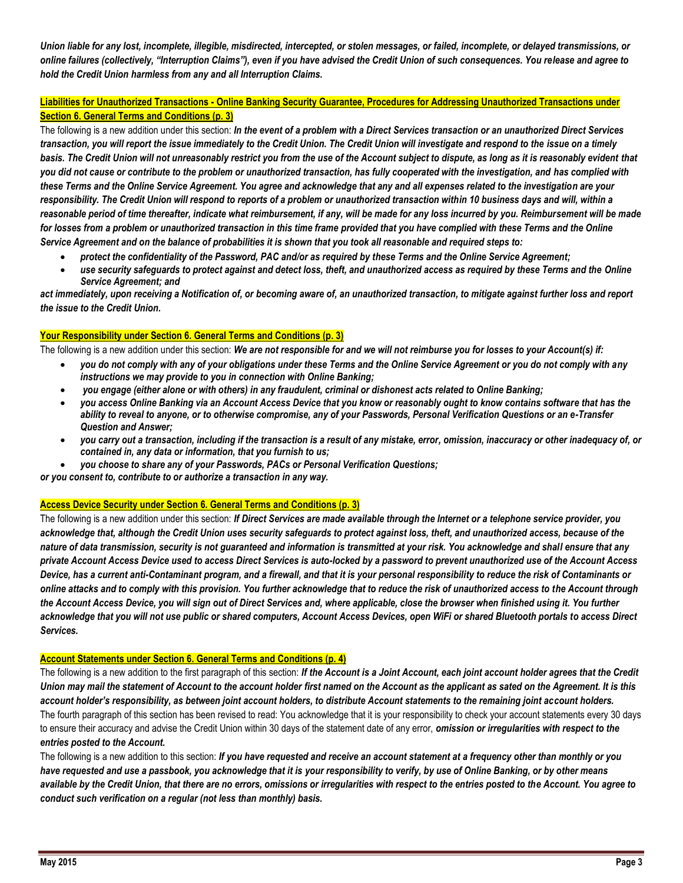***Union liable for any lost, incomplete, illegible, misdirected, intercepted, or stolen messages, or failed, incomplete, or delayed transmissions, or online failures (collectively, "Interruption Claims"), even if you have advised the Credit Union of such consequences. You release and agree to hold the Credit Union harmless from any and all Interruption Claims.***

**Liabilities for Unauthorized Transactions - Online Banking Security Guarantee, Procedures for Addressing Unauthorized Transactions under Section 6. General Terms and Conditions (p. 3)**

The following is a new addition under this section: ***In the event of a problem with a Direct Services transaction or an unauthorized Direct Services transaction, you will report the issue immediately to the Credit Union. The Credit Union will investigate and respond to the issue on a timely basis. The Credit Union will not unreasonably restrict you from the use of the Account subject to dispute, as long as it is reasonably evident that you did not cause or contribute to the problem or unauthorized transaction, has fully cooperated with the investigation, and has complied with these Terms and the Online Service Agreement. You agree and acknowledge that any and all expenses related to the investigation are your responsibility. The Credit Union will respond to reports of a problem or unauthorized transaction within 10 business days and will, within a reasonable period of time thereafter, indicate what reimbursement, if any, will be made for any loss incurred by you. Reimbursement will be made for losses from a problem or unauthorized transaction in this time frame provided that you have complied with these Terms and the Online Service Agreement and on the balance of probabilities it is shown that you took all reasonable and required steps to:***

- ***protect the confidentiality of the Password, PAC and/or as required by these Terms and the Online Service Agreement;***
- ***use security safeguards to protect against and detect loss, theft, and unauthorized access as required by these Terms and the Online Service Agreement; and***

***act immediately, upon receiving a Notification of, or becoming aware of, an unauthorized transaction, to mitigate against further loss and report the issue to the Credit Union.***

**Your Responsibility under Section 6. General Terms and Conditions (p. 3)**

The following is a new addition under this section: ***We are not responsible for and we will not reimburse you for losses to your Account(s) if:***

- ***you do not comply with any of your obligations under these Terms and the Online Service Agreement or you do not comply with any instructions we may provide to you in connection with Online Banking;***
- ***you engage (either alone or with others) in any fraudulent, criminal or dishonest acts related to Online Banking;***
- ***you access Online Banking via an Account Access Device that you know or reasonably ought to know contains software that has the ability to reveal to anyone, or to otherwise compromise, any of your Passwords, Personal Verification Questions or an e-Transfer Question and Answer;***
- ***you carry out a transaction, including if the transaction is a result of any mistake, error, omission, inaccuracy or other inadequacy of, or contained in, any data or information, that you furnish to us;***
- ***you choose to share any of your Passwords, PACs or Personal Verification Questions;***

***or you consent to, contribute to or authorize a transaction in any way.***

**Access Device Security under Section 6. General Terms and Conditions (p. 3)**

The following is a new addition under this section: ***If Direct Services are made available through the Internet or a telephone service provider, you acknowledge that, although the Credit Union uses security safeguards to protect against loss, theft, and unauthorized access, because of the nature of data transmission, security is not guaranteed and information is transmitted at your risk. You acknowledge and shall ensure that any private Account Access Device used to access Direct Services is auto-locked by a password to prevent unauthorized use of the Account Access Device, has a current anti-Contaminant program, and a firewall, and that it is your personal responsibility to reduce the risk of Contaminants or online attacks and to comply with this provision. You further acknowledge that to reduce the risk of unauthorized access to the Account through the Account Access Device, you will sign out of Direct Services and, where applicable, close the browser when finished using it. You further acknowledge that you will not use public or shared computers, Account Access Devices, open WiFi or shared Bluetooth portals to access Direct Services.***

**Account Statements under Section 6. General Terms and Conditions (p. 4)**

The following is a new addition to the first paragraph of this section: ***If the Account is a Joint Account, each joint account holder agrees that the Credit Union may mail the statement of Account to the account holder first named on the Account as the applicant as sated on the Agreement. It is this account holder's responsibility, as between joint account holders, to distribute Account statements to the remaining joint account holders.***
The fourth paragraph of this section has been revised to read: You acknowledge that it is your responsibility to check your account statements every 30 days to ensure their accuracy and advise the Credit Union within 30 days of the statement date of any error, ***omission or irregularities with respect to the entries posted to the Account.***

The following is a new addition to this section: ***If you have requested and receive an account statement at a frequency other than monthly or you have requested and use a passbook, you acknowledge that it is your responsibility to verify, by use of Online Banking, or by other means available by the Credit Union, that there are no errors, omissions or irregularities with respect to the entries posted to the Account. You agree to conduct such verification on a regular (not less than monthly) basis.***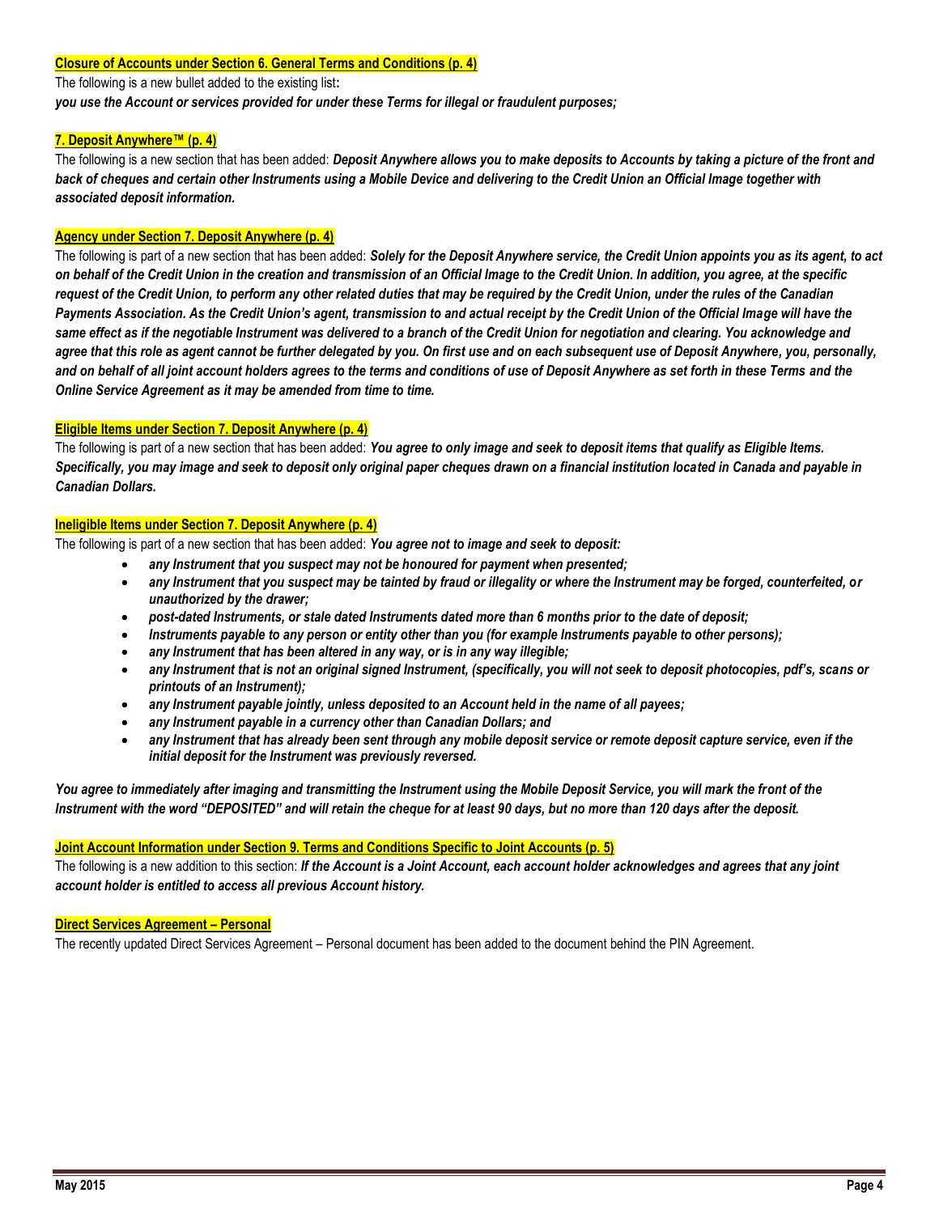**Closure of Accounts under Section 6. General Terms and Conditions (p. 4)**

The following is a new bullet added to the existing list**:**

***you use the Account or services provided for under these Terms for illegal or fraudulent purposes;***

**7. Deposit Anywhere™ (p. 4)**

The following is a new section that has been added: ***Deposit Anywhere allows you to make deposits to Accounts by taking a picture of the front and back of cheques and certain other Instruments using a Mobile Device and delivering to the Credit Union an Official Image together with associated deposit information.***

**Agency under Section 7. Deposit Anywhere (p. 4)**

The following is part of a new section that has been added: ***Solely for the Deposit Anywhere service, the Credit Union appoints you as its agent, to act on behalf of the Credit Union in the creation and transmission of an Official Image to the Credit Union. In addition, you agree, at the specific request of the Credit Union, to perform any other related duties that may be required by the Credit Union, under the rules of the Canadian Payments Association. As the Credit Union's agent, transmission to and actual receipt by the Credit Union of the Official Image will have the same effect as if the negotiable Instrument was delivered to a branch of the Credit Union for negotiation and clearing. You acknowledge and agree that this role as agent cannot be further delegated by you. On first use and on each subsequent use of Deposit Anywhere, you, personally, and on behalf of all joint account holders agrees to the terms and conditions of use of Deposit Anywhere as set forth in these Terms and the Online Service Agreement as it may be amended from time to time.***

**Eligible Items under Section 7. Deposit Anywhere (p. 4)**

The following is part of a new section that has been added: ***You agree to only image and seek to deposit items that qualify as Eligible Items. Specifically, you may image and seek to deposit only original paper cheques drawn on a financial institution located in Canada and payable in Canadian Dollars.***

**Ineligible Items under Section 7. Deposit Anywhere (p. 4)**

The following is part of a new section that has been added: ***You agree not to image and seek to deposit:***

- ***any Instrument that you suspect may not be honoured for payment when presented;***
- ***any Instrument that you suspect may be tainted by fraud or illegality or where the Instrument may be forged, counterfeited, or unauthorized by the drawer;***
- ***post-dated Instruments, or stale dated Instruments dated more than 6 months prior to the date of deposit;***
- ***Instruments payable to any person or entity other than you (for example Instruments payable to other persons);***
- ***any Instrument that has been altered in any way, or is in any way illegible;***
- ***any Instrument that is not an original signed Instrument, (specifically, you will not seek to deposit photocopies, pdf's, scans or printouts of an Instrument);***
- ***any Instrument payable jointly, unless deposited to an Account held in the name of all payees;***
- ***any Instrument payable in a currency other than Canadian Dollars; and***
- ***any Instrument that has already been sent through any mobile deposit service or remote deposit capture service, even if the initial deposit for the Instrument was previously reversed.***

***You agree to immediately after imaging and transmitting the Instrument using the Mobile Deposit Service, you will mark the front of the Instrument with the word "DEPOSITED" and will retain the cheque for at least 90 days, but no more than 120 days after the deposit.***

**Joint Account Information under Section 9. Terms and Conditions Specific to Joint Accounts (p. 5)**

The following is a new addition to this section: ***If the Account is a Joint Account, each account holder acknowledges and agrees that any joint account holder is entitled to access all previous Account history.***

**Direct Services Agreement – Personal**

The recently updated Direct Services Agreement – Personal document has been added to the document behind the PIN Agreement.